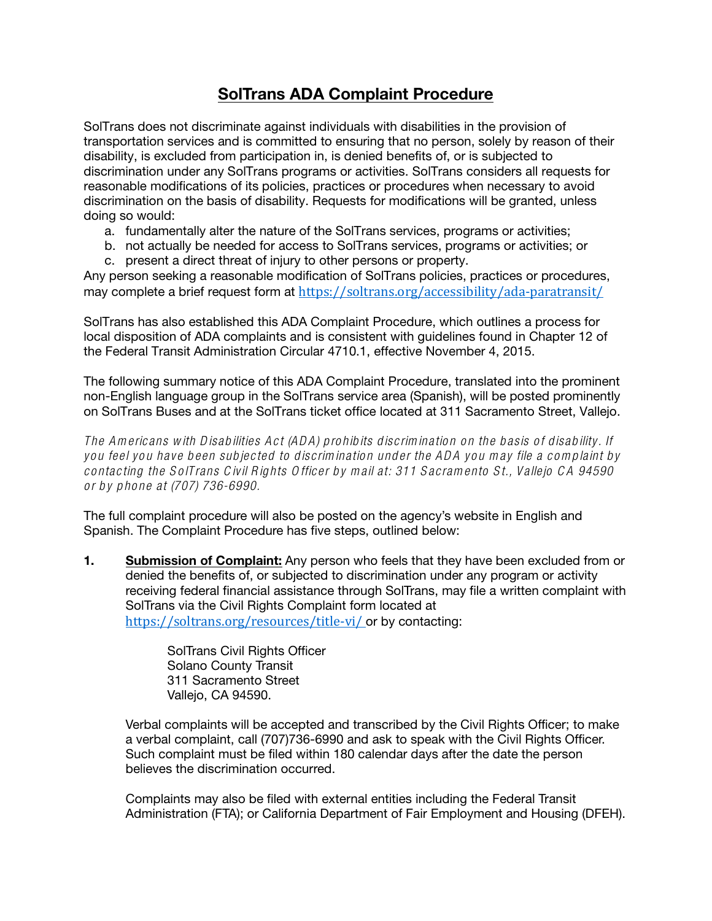# SolTrans ADA Complaint Procedure

SolTrans does not discriminate against individuals with disabilities in the provision of transportation services and is committed to ensuring that no person, solely by reason of their disability, is excluded from participation in, is denied benefits of, or is subjected to discrimination under any SolTrans programs or activities. SolTrans considers all requests for reasonable modifications of its policies, practices or procedures when necessary to avoid discrimination on the basis of disability. Requests for modifications will be granted, unless doing so would:

a. fundamentally alter the nature of the SolTrans services, programs or activities;
b. not actually be needed for access to SolTrans services, programs or activities; or
c. present a direct threat of injury to other persons or property.

Any person seeking a reasonable modification of SolTrans policies, practices or procedures, may complete a brief request form at https://soltrans.org/accessibility/ada-paratransit/

SolTrans has also established this ADA Complaint Procedure, which outlines a process for local disposition of ADA complaints and is consistent with guidelines found in Chapter 12 of the Federal Transit Administration Circular 4710.1, effective November 4, 2015.

The following summary notice of this ADA Complaint Procedure, translated into the prominent non-English language group in the SolTrans service area (Spanish), will be posted prominently on SolTrans Buses and at the SolTrans ticket office located at 311 Sacramento Street, Vallejo.

*The Americans with Disabilities Act (ADA) prohibits discrimination on the basis of disability. If you feel you have been subjected to discrimination under the ADA you may file a complaint by contacting the SolTrans Civil Rights Officer by mail at: 311 Sacramento St., Vallejo CA 94590 or by phone at (707) 736-6990.*

The full complaint procedure will also be posted on the agency's website in English and Spanish. The Complaint Procedure has five steps, outlined below:

**1. Submission of Complaint:** Any person who feels that they have been excluded from or denied the benefits of, or subjected to discrimination under any program or activity receiving federal financial assistance through SolTrans, may file a written complaint with SolTrans via the Civil Rights Complaint form located at https://soltrans.org/resources/title-vi/ or by contacting:

> SolTrans Civil Rights Officer
> Solano County Transit
> 311 Sacramento Street
> Vallejo, CA 94590.

Verbal complaints will be accepted and transcribed by the Civil Rights Officer; to make a verbal complaint, call (707)736-6990 and ask to speak with the Civil Rights Officer. Such complaint must be filed within 180 calendar days after the date the person believes the discrimination occurred.

Complaints may also be filed with external entities including the Federal Transit Administration (FTA); or California Department of Fair Employment and Housing (DFEH).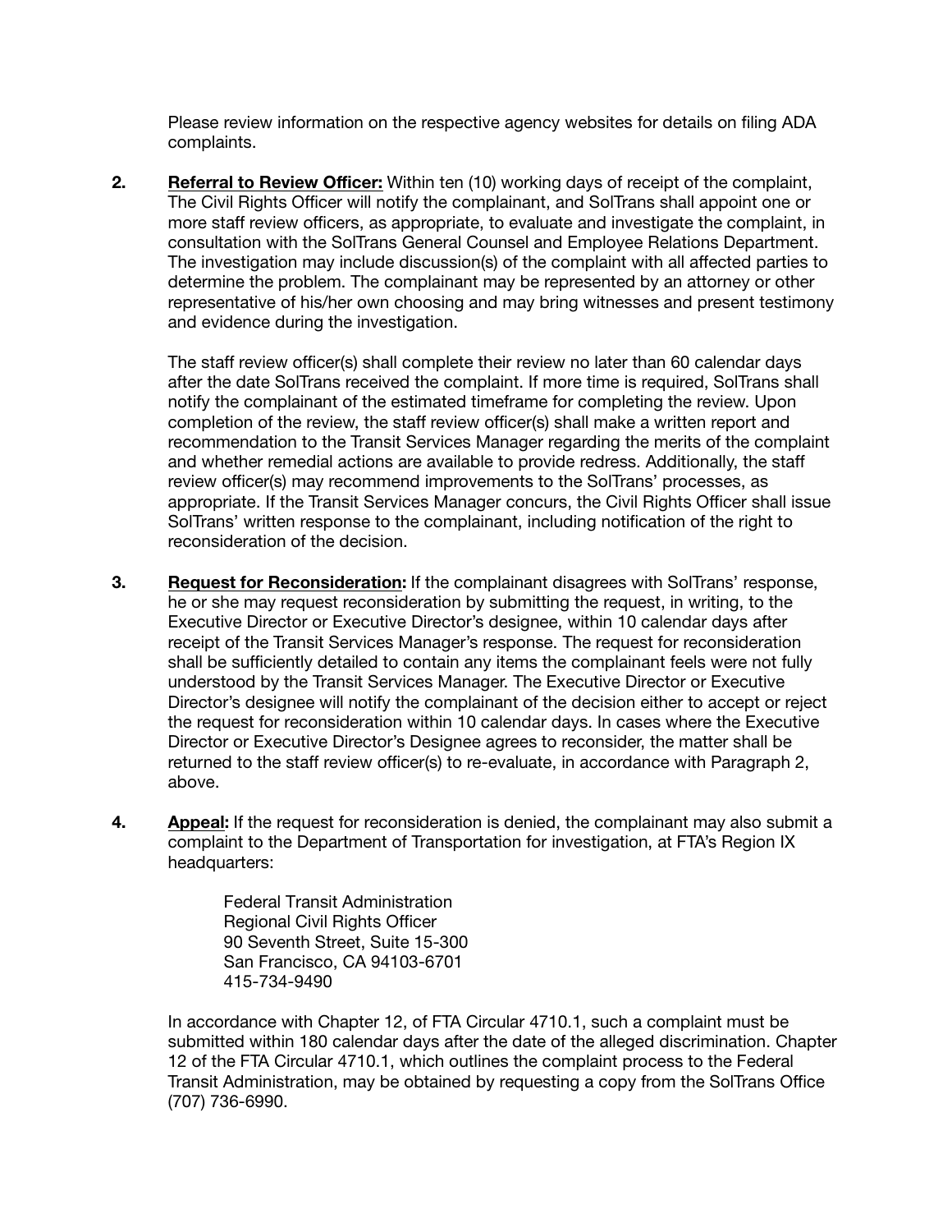Please review information on the respective agency websites for details on filing ADA complaints.

2. **<u>Referral to Review Officer:</u>** Within ten (10) working days of receipt of the complaint, The Civil Rights Officer will notify the complainant, and SolTrans shall appoint one or more staff review officers, as appropriate, to evaluate and investigate the complaint, in consultation with the SolTrans General Counsel and Employee Relations Department. The investigation may include discussion(s) of the complaint with all affected parties to determine the problem. The complainant may be represented by an attorney or other representative of his/her own choosing and may bring witnesses and present testimony and evidence during the investigation.

   The staff review officer(s) shall complete their review no later than 60 calendar days after the date SolTrans received the complaint. If more time is required, SolTrans shall notify the complainant of the estimated timeframe for completing the review. Upon completion of the review, the staff review officer(s) shall make a written report and recommendation to the Transit Services Manager regarding the merits of the complaint and whether remedial actions are available to provide redress. Additionally, the staff review officer(s) may recommend improvements to the SolTrans' processes, as appropriate. If the Transit Services Manager concurs, the Civil Rights Officer shall issue SolTrans' written response to the complainant, including notification of the right to reconsideration of the decision.

3. **<u>Request for Reconsideration</u>:** If the complainant disagrees with SolTrans' response, he or she may request reconsideration by submitting the request, in writing, to the Executive Director or Executive Director's designee, within 10 calendar days after receipt of the Transit Services Manager's response. The request for reconsideration shall be sufficiently detailed to contain any items the complainant feels were not fully understood by the Transit Services Manager. The Executive Director or Executive Director's designee will notify the complainant of the decision either to accept or reject the request for reconsideration within 10 calendar days. In cases where the Executive Director or Executive Director's Designee agrees to reconsider, the matter shall be returned to the staff review officer(s) to re-evaluate, in accordance with Paragraph 2, above.

4. **<u>Appeal</u>:** If the request for reconsideration is denied, the complainant may also submit a complaint to the Department of Transportation for investigation, at FTA's Region IX headquarters:

   Federal Transit Administration
   Regional Civil Rights Officer
   90 Seventh Street, Suite 15-300
   San Francisco, CA 94103-6701
   415-734-9490

   In accordance with Chapter 12, of FTA Circular 4710.1, such a complaint must be submitted within 180 calendar days after the date of the alleged discrimination. Chapter 12 of the FTA Circular 4710.1, which outlines the complaint process to the Federal Transit Administration, may be obtained by requesting a copy from the SolTrans Office (707) 736-6990.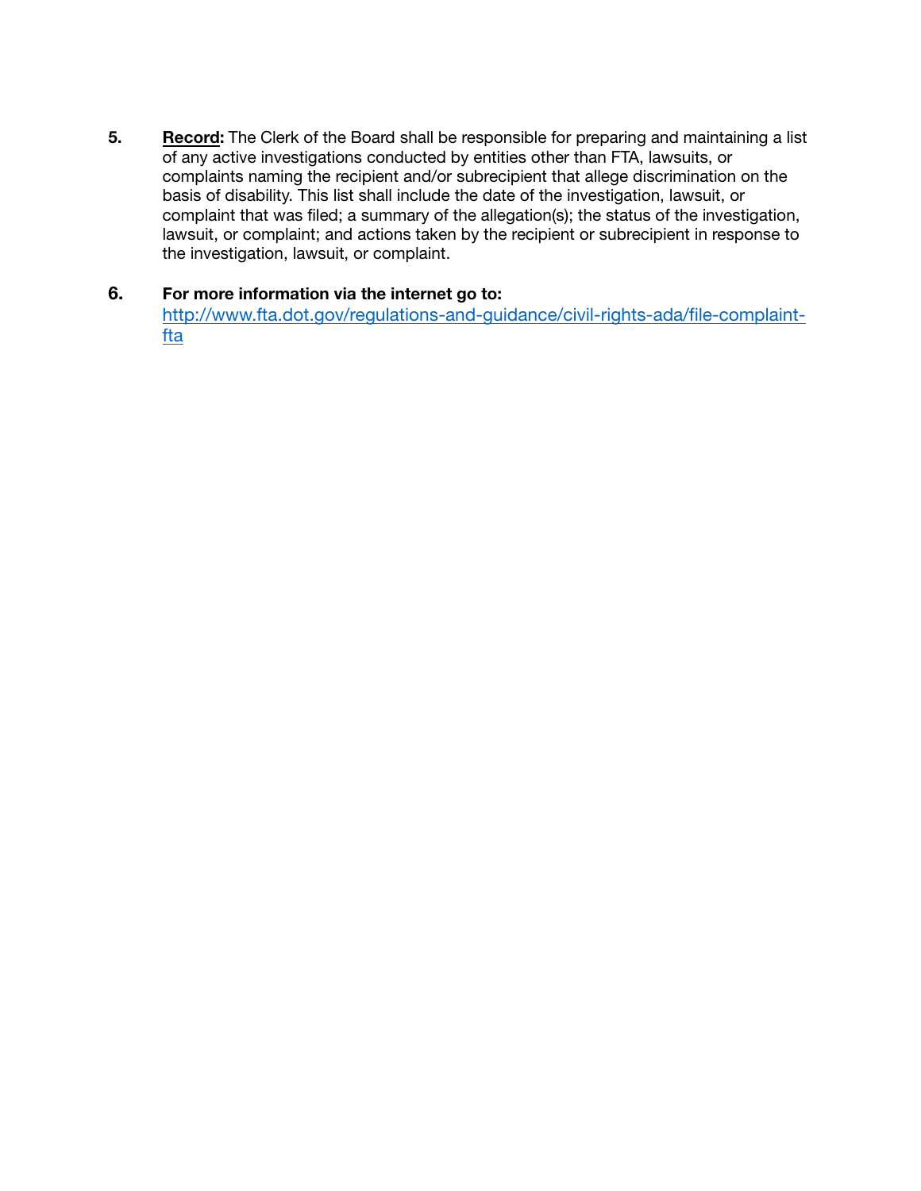5. **Record:** The Clerk of the Board shall be responsible for preparing and maintaining a list of any active investigations conducted by entities other than FTA, lawsuits, or complaints naming the recipient and/or subrecipient that allege discrimination on the basis of disability. This list shall include the date of the investigation, lawsuit, or complaint that was filed; a summary of the allegation(s); the status of the investigation, lawsuit, or complaint; and actions taken by the recipient or subrecipient in response to the investigation, lawsuit, or complaint.

6. **For more information via the internet go to:**
   http://www.fta.dot.gov/regulations-and-guidance/civil-rights-ada/file-complaint-fta